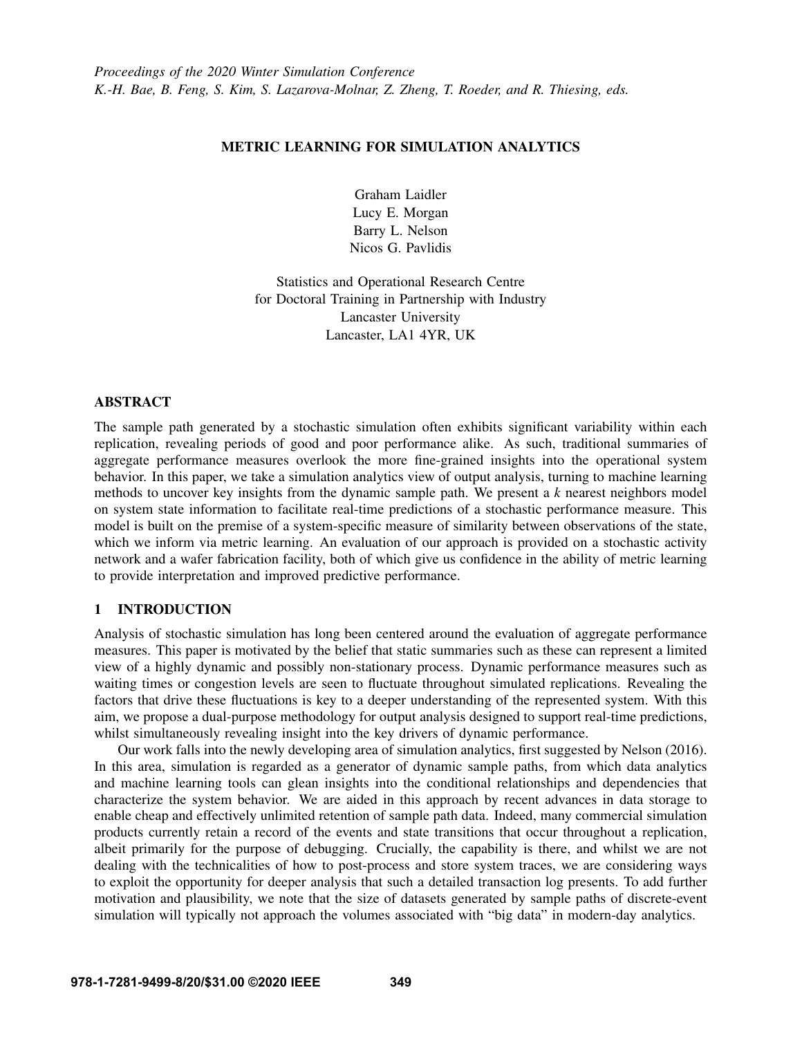*Proceedings of the 2020 Winter Simulation Conference*
*K.-H. Bae, B. Feng, S. Kim, S. Lazarova-Molnar, Z. Zheng, T. Roeder, and R. Thiesing, eds.*

# METRIC LEARNING FOR SIMULATION ANALYTICS

Graham Laidler
Lucy E. Morgan
Barry L. Nelson
Nicos G. Pavlidis

Statistics and Operational Research Centre
for Doctoral Training in Partnership with Industry
Lancaster University
Lancaster, LA1 4YR, UK

## ABSTRACT

The sample path generated by a stochastic simulation often exhibits significant variability within each replication, revealing periods of good and poor performance alike. As such, traditional summaries of aggregate performance measures overlook the more fine-grained insights into the operational system behavior. In this paper, we take a simulation analytics view of output analysis, turning to machine learning methods to uncover key insights from the dynamic sample path. We present a $k$ nearest neighbors model on system state information to facilitate real-time predictions of a stochastic performance measure. This model is built on the premise of a system-specific measure of similarity between observations of the state, which we inform via metric learning. An evaluation of our approach is provided on a stochastic activity network and a wafer fabrication facility, both of which give us confidence in the ability of metric learning to provide interpretation and improved predictive performance.

## 1 INTRODUCTION

Analysis of stochastic simulation has long been centered around the evaluation of aggregate performance measures. This paper is motivated by the belief that static summaries such as these can represent a limited view of a highly dynamic and possibly non-stationary process. Dynamic performance measures such as waiting times or congestion levels are seen to fluctuate throughout simulated replications. Revealing the factors that drive these fluctuations is key to a deeper understanding of the represented system. With this aim, we propose a dual-purpose methodology for output analysis designed to support real-time predictions, whilst simultaneously revealing insight into the key drivers of dynamic performance.

Our work falls into the newly developing area of simulation analytics, first suggested by Nelson (2016). In this area, simulation is regarded as a generator of dynamic sample paths, from which data analytics and machine learning tools can glean insights into the conditional relationships and dependencies that characterize the system behavior. We are aided in this approach by recent advances in data storage to enable cheap and effectively unlimited retention of sample path data. Indeed, many commercial simulation products currently retain a record of the events and state transitions that occur throughout a replication, albeit primarily for the purpose of debugging. Crucially, the capability is there, and whilst we are not dealing with the technicalities of how to post-process and store system traces, we are considering ways to exploit the opportunity for deeper analysis that such a detailed transaction log presents. To add further motivation and plausibility, we note that the size of datasets generated by sample paths of discrete-event simulation will typically not approach the volumes associated with "big data" in modern-day analytics.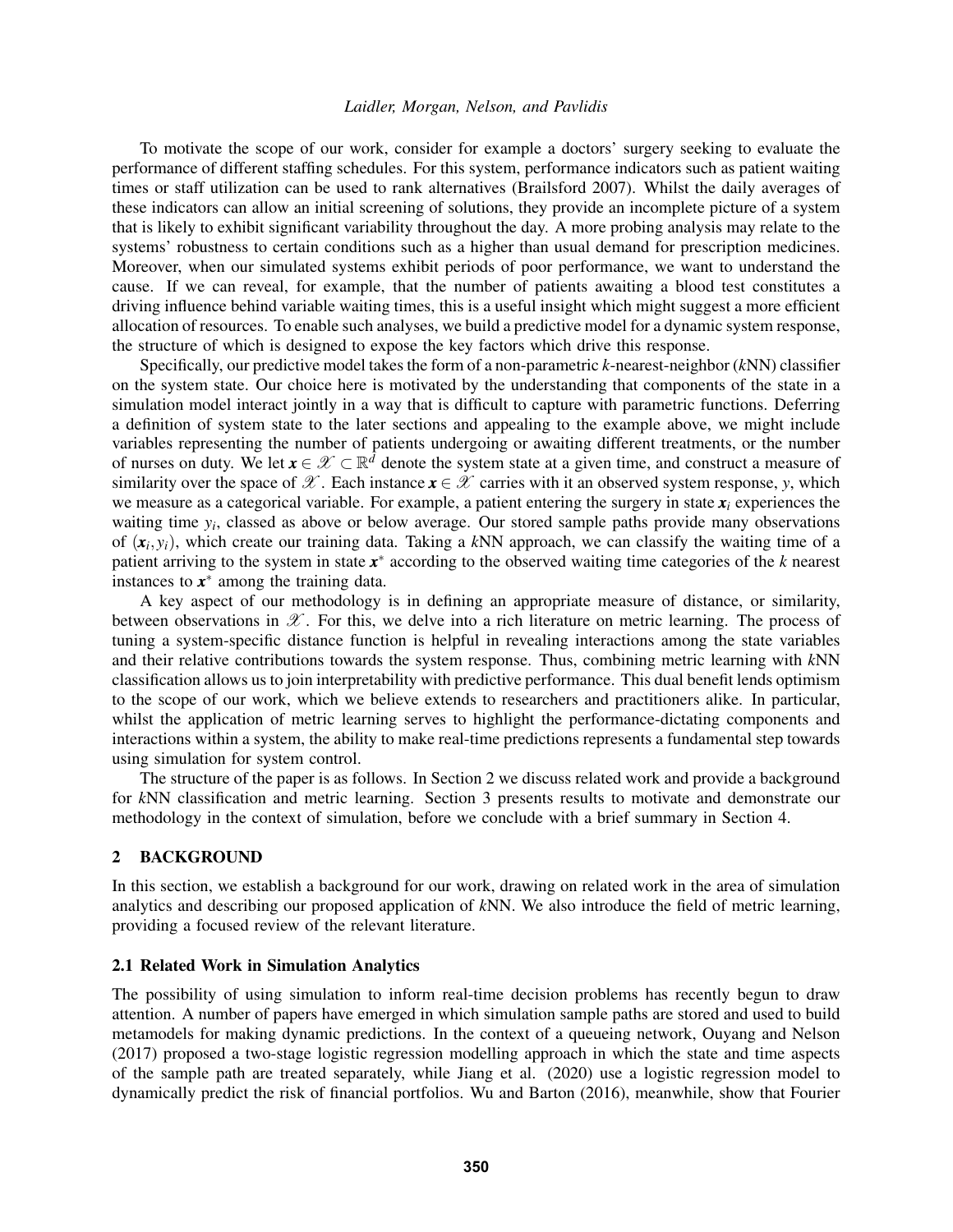To motivate the scope of our work, consider for example a doctors' surgery seeking to evaluate the performance of different staffing schedules. For this system, performance indicators such as patient waiting times or staff utilization can be used to rank alternatives (Brailsford 2007). Whilst the daily averages of these indicators can allow an initial screening of solutions, they provide an incomplete picture of a system that is likely to exhibit significant variability throughout the day. A more probing analysis may relate to the systems' robustness to certain conditions such as a higher than usual demand for prescription medicines. Moreover, when our simulated systems exhibit periods of poor performance, we want to understand the cause. If we can reveal, for example, that the number of patients awaiting a blood test constitutes a driving influence behind variable waiting times, this is a useful insight which might suggest a more efficient allocation of resources. To enable such analyses, we build a predictive model for a dynamic system response, the structure of which is designed to expose the key factors which drive this response.

Specifically, our predictive model takes the form of a non-parametric *k*-nearest-neighbor (*k*NN) classifier on the system state. Our choice here is motivated by the understanding that components of the state in a simulation model interact jointly in a way that is difficult to capture with parametric functions. Deferring a definition of system state to the later sections and appealing to the example above, we might include variables representing the number of patients undergoing or awaiting different treatments, or the number of nurses on duty. We let $\boldsymbol{x} \in \mathscr{X} \subset \mathbb{R}^d$ denote the system state at a given time, and construct a measure of similarity over the space of $\mathscr{X}$. Each instance $\boldsymbol{x} \in \mathscr{X}$ carries with it an observed system response, $y$, which we measure as a categorical variable. For example, a patient entering the surgery in state $\boldsymbol{x}_i$ experiences the waiting time $y_i$, classed as above or below average. Our stored sample paths provide many observations of $(\boldsymbol{x}_i, y_i)$, which create our training data. Taking a *k*NN approach, we can classify the waiting time of a patient arriving to the system in state $\boldsymbol{x}^*$ according to the observed waiting time categories of the $k$ nearest instances to $\boldsymbol{x}^*$ among the training data.

A key aspect of our methodology is in defining an appropriate measure of distance, or similarity, between observations in $\mathscr{X}$. For this, we delve into a rich literature on metric learning. The process of tuning a system-specific distance function is helpful in revealing interactions among the state variables and their relative contributions towards the system response. Thus, combining metric learning with *k*NN classification allows us to join interpretability with predictive performance. This dual benefit lends optimism to the scope of our work, which we believe extends to researchers and practitioners alike. In particular, whilst the application of metric learning serves to highlight the performance-dictating components and interactions within a system, the ability to make real-time predictions represents a fundamental step towards using simulation for system control.

The structure of the paper is as follows. In Section 2 we discuss related work and provide a background for *k*NN classification and metric learning. Section 3 presents results to motivate and demonstrate our methodology in the context of simulation, before we conclude with a brief summary in Section 4.

## 2 BACKGROUND

In this section, we establish a background for our work, drawing on related work in the area of simulation analytics and describing our proposed application of *k*NN. We also introduce the field of metric learning, providing a focused review of the relevant literature.

### 2.1 Related Work in Simulation Analytics

The possibility of using simulation to inform real-time decision problems has recently begun to draw attention. A number of papers have emerged in which simulation sample paths are stored and used to build metamodels for making dynamic predictions. In the context of a queueing network, Ouyang and Nelson (2017) proposed a two-stage logistic regression modelling approach in which the state and time aspects of the sample path are treated separately, while Jiang et al. (2020) use a logistic regression model to dynamically predict the risk of financial portfolios. Wu and Barton (2016), meanwhile, show that Fourier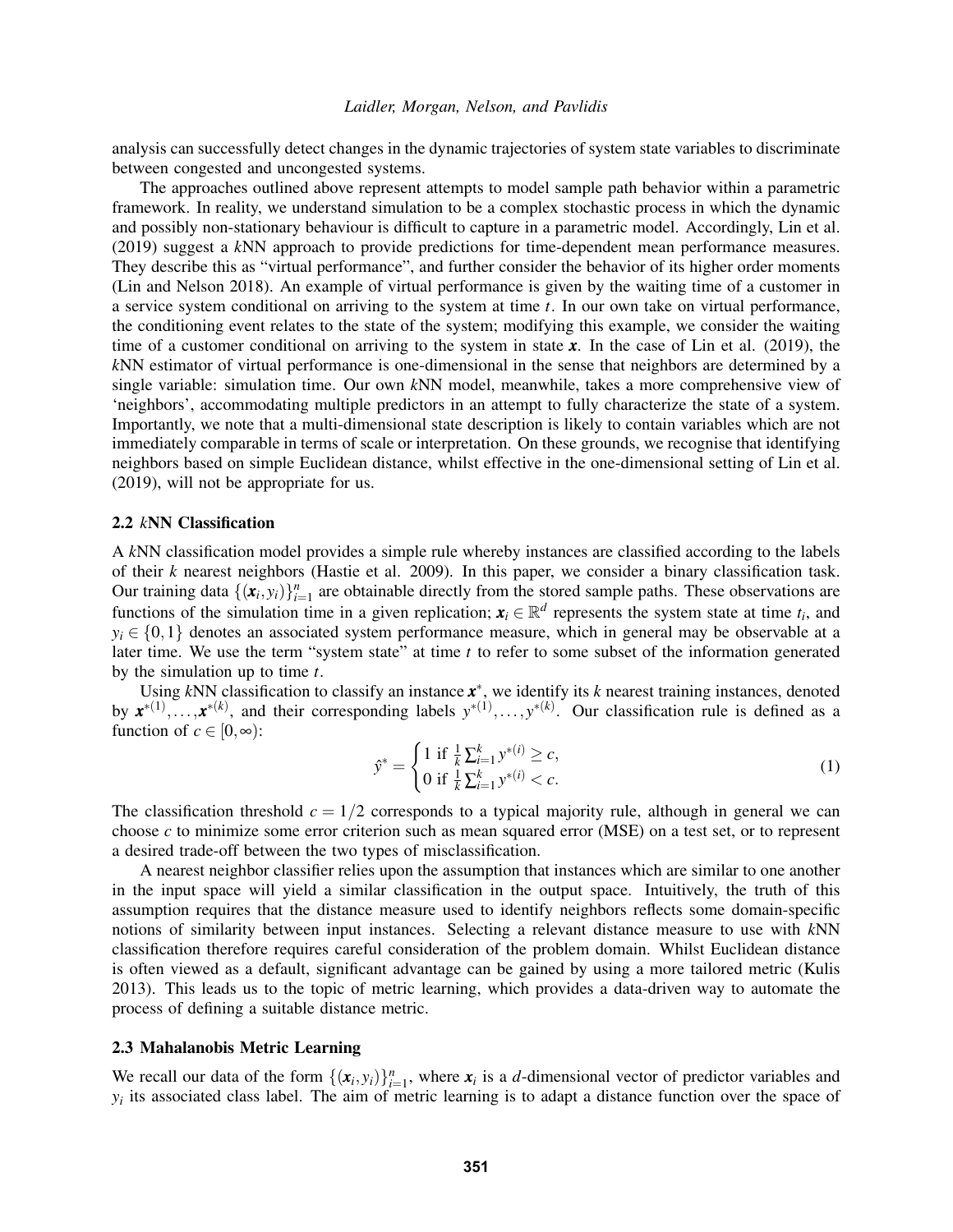analysis can successfully detect changes in the dynamic trajectories of system state variables to discriminate between congested and uncongested systems.

The approaches outlined above represent attempts to model sample path behavior within a parametric framework. In reality, we understand simulation to be a complex stochastic process in which the dynamic and possibly non-stationary behaviour is difficult to capture in a parametric model. Accordingly, Lin et al. (2019) suggest a $k$NN approach to provide predictions for time-dependent mean performance measures. They describe this as "virtual performance", and further consider the behavior of its higher order moments (Lin and Nelson 2018). An example of virtual performance is given by the waiting time of a customer in a service system conditional on arriving to the system at time $t$. In our own take on virtual performance, the conditioning event relates to the state of the system; modifying this example, we consider the waiting time of a customer conditional on arriving to the system in state $\boldsymbol{x}$. In the case of Lin et al. (2019), the $k$NN estimator of virtual performance is one-dimensional in the sense that neighbors are determined by a single variable: simulation time. Our own $k$NN model, meanwhile, takes a more comprehensive view of 'neighbors', accommodating multiple predictors in an attempt to fully characterize the state of a system. Importantly, we note that a multi-dimensional state description is likely to contain variables which are not immediately comparable in terms of scale or interpretation. On these grounds, we recognise that identifying neighbors based on simple Euclidean distance, whilst effective in the one-dimensional setting of Lin et al. (2019), will not be appropriate for us.

### 2.2 *k*NN Classification

A $k$NN classification model provides a simple rule whereby instances are classified according to the labels of their $k$ nearest neighbors (Hastie et al. 2009). In this paper, we consider a binary classification task. Our training data $\{(\boldsymbol{x}_i, y_i)\}_{i=1}^n$ are obtainable directly from the stored sample paths. These observations are functions of the simulation time in a given replication; $\boldsymbol{x}_i \in \mathbb{R}^d$ represents the system state at time $t_i$, and $y_i \in \{0,1\}$ denotes an associated system performance measure, which in general may be observable at a later time. We use the term "system state" at time $t$ to refer to some subset of the information generated by the simulation up to time $t$.

Using $k$NN classification to classify an instance $\boldsymbol{x}^*$, we identify its $k$ nearest training instances, denoted by $\boldsymbol{x}^{*(1)}, \ldots, \boldsymbol{x}^{*(k)}$, and their corresponding labels $y^{*(1)}, \ldots, y^{*(k)}$. Our classification rule is defined as a function of $c \in [0, \infty)$:

$$\hat{y}^* = \begin{cases} 1 \text{ if } \frac{1}{k}\sum_{i=1}^k y^{*(i)} \geq c, \\ 0 \text{ if } \frac{1}{k}\sum_{i=1}^k y^{*(i)} < c. \end{cases} \tag{1}$$

The classification threshold $c = 1/2$ corresponds to a typical majority rule, although in general we can choose $c$ to minimize some error criterion such as mean squared error (MSE) on a test set, or to represent a desired trade-off between the two types of misclassification.

A nearest neighbor classifier relies upon the assumption that instances which are similar to one another in the input space will yield a similar classification in the output space. Intuitively, the truth of this assumption requires that the distance measure used to identify neighbors reflects some domain-specific notions of similarity between input instances. Selecting a relevant distance measure to use with $k$NN classification therefore requires careful consideration of the problem domain. Whilst Euclidean distance is often viewed as a default, significant advantage can be gained by using a more tailored metric (Kulis 2013). This leads us to the topic of metric learning, which provides a data-driven way to automate the process of defining a suitable distance metric.

### 2.3 Mahalanobis Metric Learning

We recall our data of the form $\{(\boldsymbol{x}_i, y_i)\}_{i=1}^n$, where $\boldsymbol{x}_i$ is a $d$-dimensional vector of predictor variables and $y_i$ its associated class label. The aim of metric learning is to adapt a distance function over the space of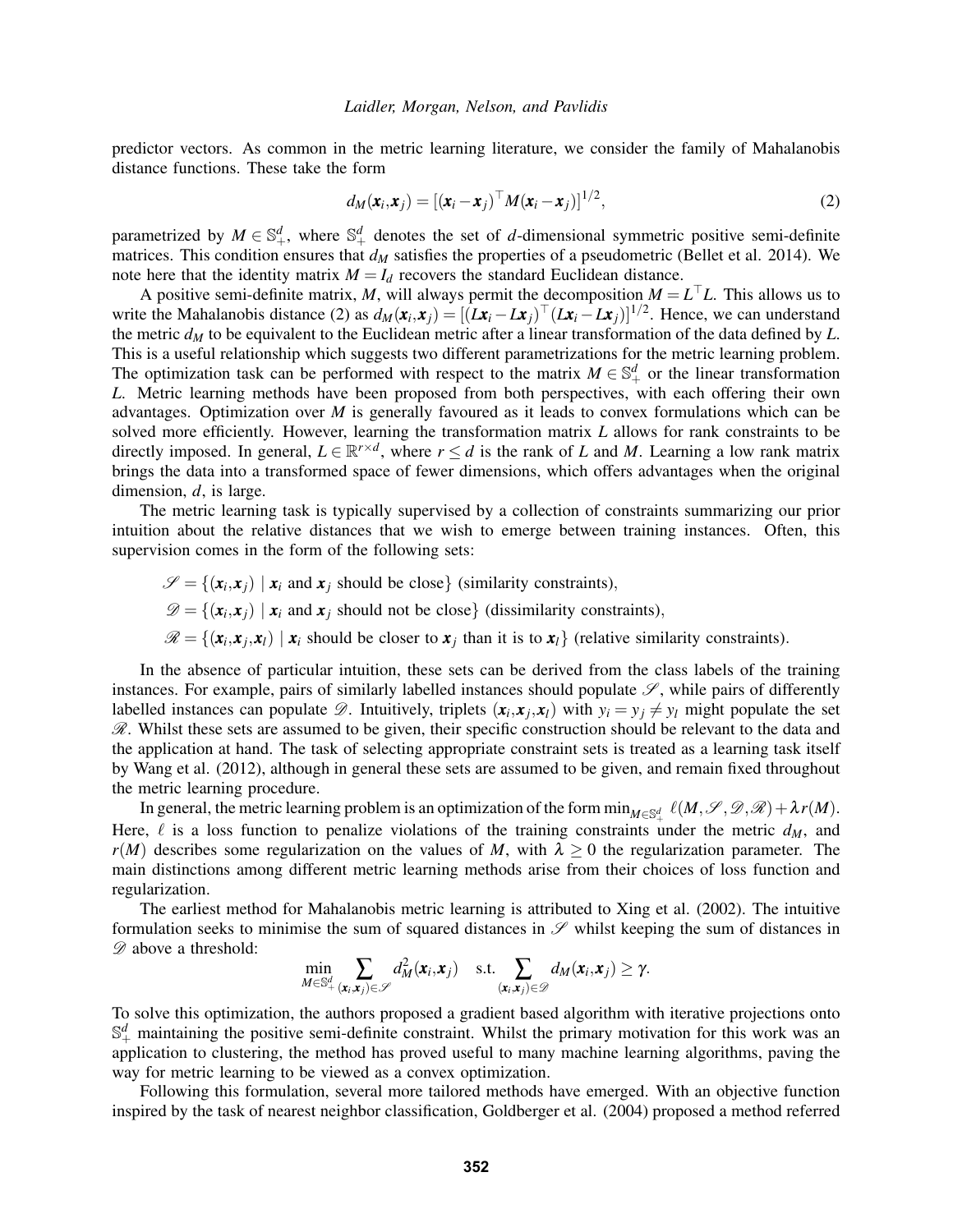predictor vectors. As common in the metric learning literature, we consider the family of Mahalanobis distance functions. These take the form

$$d_M(\boldsymbol{x}_i, \boldsymbol{x}_j) = [(\boldsymbol{x}_i - \boldsymbol{x}_j)^\top M (\boldsymbol{x}_i - \boldsymbol{x}_j)]^{1/2}, \tag{2}$$

parametrized by $M \in \mathbb{S}_+^d$, where $\mathbb{S}_+^d$ denotes the set of $d$-dimensional symmetric positive semi-definite matrices. This condition ensures that $d_M$ satisfies the properties of a pseudometric (Bellet et al. 2014). We note here that the identity matrix $M = I_d$ recovers the standard Euclidean distance.

A positive semi-definite matrix, $M$, will always permit the decomposition $M = L^\top L$. This allows us to write the Mahalanobis distance (2) as $d_M(\boldsymbol{x}_i, \boldsymbol{x}_j) = [(L\boldsymbol{x}_i - L\boldsymbol{x}_j)^\top (L\boldsymbol{x}_i - L\boldsymbol{x}_j)]^{1/2}$. Hence, we can understand the metric $d_M$ to be equivalent to the Euclidean metric after a linear transformation of the data defined by $L$. This is a useful relationship which suggests two different parametrizations for the metric learning problem. The optimization task can be performed with respect to the matrix $M \in \mathbb{S}_+^d$ or the linear transformation $L$. Metric learning methods have been proposed from both perspectives, with each offering their own advantages. Optimization over $M$ is generally favoured as it leads to convex formulations which can be solved more efficiently. However, learning the transformation matrix $L$ allows for rank constraints to be directly imposed. In general, $L \in \mathbb{R}^{r \times d}$, where $r \leq d$ is the rank of $L$ and $M$. Learning a low rank matrix brings the data into a transformed space of fewer dimensions, which offers advantages when the original dimension, $d$, is large.

The metric learning task is typically supervised by a collection of constraints summarizing our prior intuition about the relative distances that we wish to emerge between training instances. Often, this supervision comes in the form of the following sets:

$\mathscr{S} = \{(\boldsymbol{x}_i, \boldsymbol{x}_j) \mid \boldsymbol{x}_i \text{ and } \boldsymbol{x}_j \text{ should be close}\}$ (similarity constraints),

$\mathscr{D} = \{(\boldsymbol{x}_i, \boldsymbol{x}_j) \mid \boldsymbol{x}_i \text{ and } \boldsymbol{x}_j \text{ should not be close}\}$ (dissimilarity constraints),

$\mathscr{R} = \{(\boldsymbol{x}_i, \boldsymbol{x}_j, \boldsymbol{x}_l) \mid \boldsymbol{x}_i \text{ should be closer to } \boldsymbol{x}_j \text{ than it is to } \boldsymbol{x}_l\}$ (relative similarity constraints).

In the absence of particular intuition, these sets can be derived from the class labels of the training instances. For example, pairs of similarly labelled instances should populate $\mathscr{S}$, while pairs of differently labelled instances can populate $\mathscr{D}$. Intuitively, triplets $(\boldsymbol{x}_i, \boldsymbol{x}_j, \boldsymbol{x}_l)$ with $y_i = y_j \neq y_l$ might populate the set $\mathscr{R}$. Whilst these sets are assumed to be given, their specific construction should be relevant to the data and the application at hand. The task of selecting appropriate constraint sets is treated as a learning task itself by Wang et al. (2012), although in general these sets are assumed to be given, and remain fixed throughout the metric learning procedure.

In general, the metric learning problem is an optimization of the form $\min_{M \in \mathbb{S}_+^d} \ell(M, \mathscr{S}, \mathscr{D}, \mathscr{R}) + \lambda r(M)$. Here, $\ell$ is a loss function to penalize violations of the training constraints under the metric $d_M$, and $r(M)$ describes some regularization on the values of $M$, with $\lambda \geq 0$ the regularization parameter. The main distinctions among different metric learning methods arise from their choices of loss function and regularization.

The earliest method for Mahalanobis metric learning is attributed to Xing et al. (2002). The intuitive formulation seeks to minimise the sum of squared distances in $\mathscr{S}$ whilst keeping the sum of distances in $\mathscr{D}$ above a threshold:

$$\min_{M \in \mathbb{S}_+^d} \sum_{(\boldsymbol{x}_i, \boldsymbol{x}_j) \in \mathscr{S}} d_M^2(\boldsymbol{x}_i, \boldsymbol{x}_j) \quad \text{s.t.} \sum_{(\boldsymbol{x}_i, \boldsymbol{x}_j) \in \mathscr{D}} d_M(\boldsymbol{x}_i, \boldsymbol{x}_j) \geq \gamma.$$

To solve this optimization, the authors proposed a gradient based algorithm with iterative projections onto $\mathbb{S}_+^d$ maintaining the positive semi-definite constraint. Whilst the primary motivation for this work was an application to clustering, the method has proved useful to many machine learning algorithms, paving the way for metric learning to be viewed as a convex optimization.

Following this formulation, several more tailored methods have emerged. With an objective function inspired by the task of nearest neighbor classification, Goldberger et al. (2004) proposed a method referred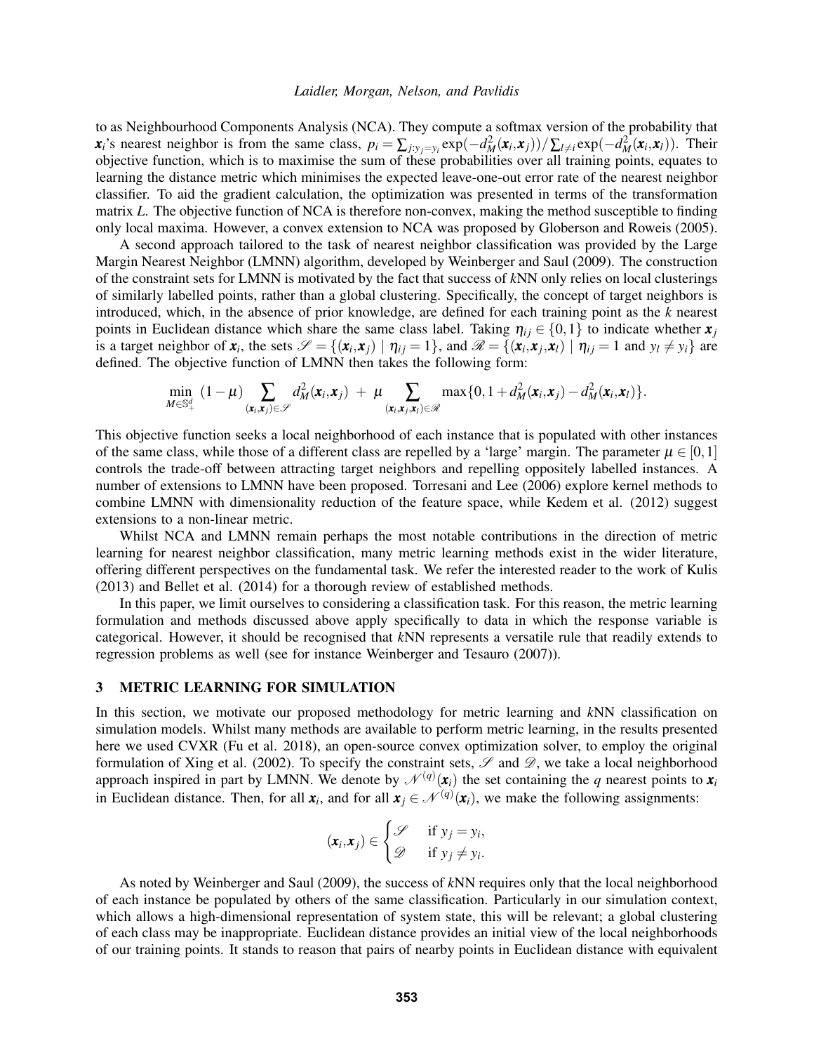to as Neighbourhood Components Analysis (NCA). They compute a softmax version of the probability that $\boldsymbol{x}_i$'s nearest neighbor is from the same class, $p_i = \sum_{j:y_j=y_i} \exp(-d_M^2(\boldsymbol{x}_i,\boldsymbol{x}_j))/\sum_{l\neq i}\exp(-d_M^2(\boldsymbol{x}_i,\boldsymbol{x}_l))$. Their objective function, which is to maximise the sum of these probabilities over all training points, equates to learning the distance metric which minimises the expected leave-one-out error rate of the nearest neighbor classifier. To aid the gradient calculation, the optimization was presented in terms of the transformation matrix $L$. The objective function of NCA is therefore non-convex, making the method susceptible to finding only local maxima. However, a convex extension to NCA was proposed by Globerson and Roweis (2005).

A second approach tailored to the task of nearest neighbor classification was provided by the Large Margin Nearest Neighbor (LMNN) algorithm, developed by Weinberger and Saul (2009). The construction of the constraint sets for LMNN is motivated by the fact that success of $k$NN only relies on local clusterings of similarly labelled points, rather than a global clustering. Specifically, the concept of target neighbors is introduced, which, in the absence of prior knowledge, are defined for each training point as the $k$ nearest points in Euclidean distance which share the same class label. Taking $\eta_{ij} \in \{0,1\}$ to indicate whether $\boldsymbol{x}_j$ is a target neighbor of $\boldsymbol{x}_i$, the sets $\mathscr{S} = \{(\boldsymbol{x}_i,\boldsymbol{x}_j) \mid \eta_{ij} = 1\}$, and $\mathscr{R} = \{(\boldsymbol{x}_i,\boldsymbol{x}_j,\boldsymbol{x}_l) \mid \eta_{ij} = 1 \text{ and } y_l \neq y_i\}$ are defined. The objective function of LMNN then takes the following form:

$$\min_{M \in \mathbb{S}_+^d} \; (1-\mu) \sum_{(\boldsymbol{x}_i,\boldsymbol{x}_j)\in\mathscr{S}} d_M^2(\boldsymbol{x}_i,\boldsymbol{x}_j) \; + \; \mu \sum_{(\boldsymbol{x}_i,\boldsymbol{x}_j,\boldsymbol{x}_l)\in\mathscr{R}} \max\{0, 1 + d_M^2(\boldsymbol{x}_i,\boldsymbol{x}_j) - d_M^2(\boldsymbol{x}_i,\boldsymbol{x}_l)\}.$$

This objective function seeks a local neighborhood of each instance that is populated with other instances of the same class, while those of a different class are repelled by a 'large' margin. The parameter $\mu \in [0,1]$ controls the trade-off between attracting target neighbors and repelling oppositely labelled instances. A number of extensions to LMNN have been proposed. Torresani and Lee (2006) explore kernel methods to combine LMNN with dimensionality reduction of the feature space, while Kedem et al. (2012) suggest extensions to a non-linear metric.

Whilst NCA and LMNN remain perhaps the most notable contributions in the direction of metric learning for nearest neighbor classification, many metric learning methods exist in the wider literature, offering different perspectives on the fundamental task. We refer the interested reader to the work of Kulis (2013) and Bellet et al. (2014) for a thorough review of established methods.

In this paper, we limit ourselves to considering a classification task. For this reason, the metric learning formulation and methods discussed above apply specifically to data in which the response variable is categorical. However, it should be recognised that $k$NN represents a versatile rule that readily extends to regression problems as well (see for instance Weinberger and Tesauro (2007)).

## 3 METRIC LEARNING FOR SIMULATION

In this section, we motivate our proposed methodology for metric learning and $k$NN classification on simulation models. Whilst many methods are available to perform metric learning, in the results presented here we used CVXR (Fu et al. 2018), an open-source convex optimization solver, to employ the original formulation of Xing et al. (2002). To specify the constraint sets, $\mathscr{S}$ and $\mathscr{D}$, we take a local neighborhood approach inspired in part by LMNN. We denote by $\mathscr{N}^{(q)}(\boldsymbol{x}_i)$ the set containing the $q$ nearest points to $\boldsymbol{x}_i$ in Euclidean distance. Then, for all $\boldsymbol{x}_i$, and for all $\boldsymbol{x}_j \in \mathscr{N}^{(q)}(\boldsymbol{x}_i)$, we make the following assignments:

$$(\boldsymbol{x}_i,\boldsymbol{x}_j) \in \begin{cases} \mathscr{S} & \text{if } y_j = y_i, \\ \mathscr{D} & \text{if } y_j \neq y_i. \end{cases}$$

As noted by Weinberger and Saul (2009), the success of $k$NN requires only that the local neighborhood of each instance be populated by others of the same classification. Particularly in our simulation context, which allows a high-dimensional representation of system state, this will be relevant; a global clustering of each class may be inappropriate. Euclidean distance provides an initial view of the local neighborhoods of our training points. It stands to reason that pairs of nearby points in Euclidean distance with equivalent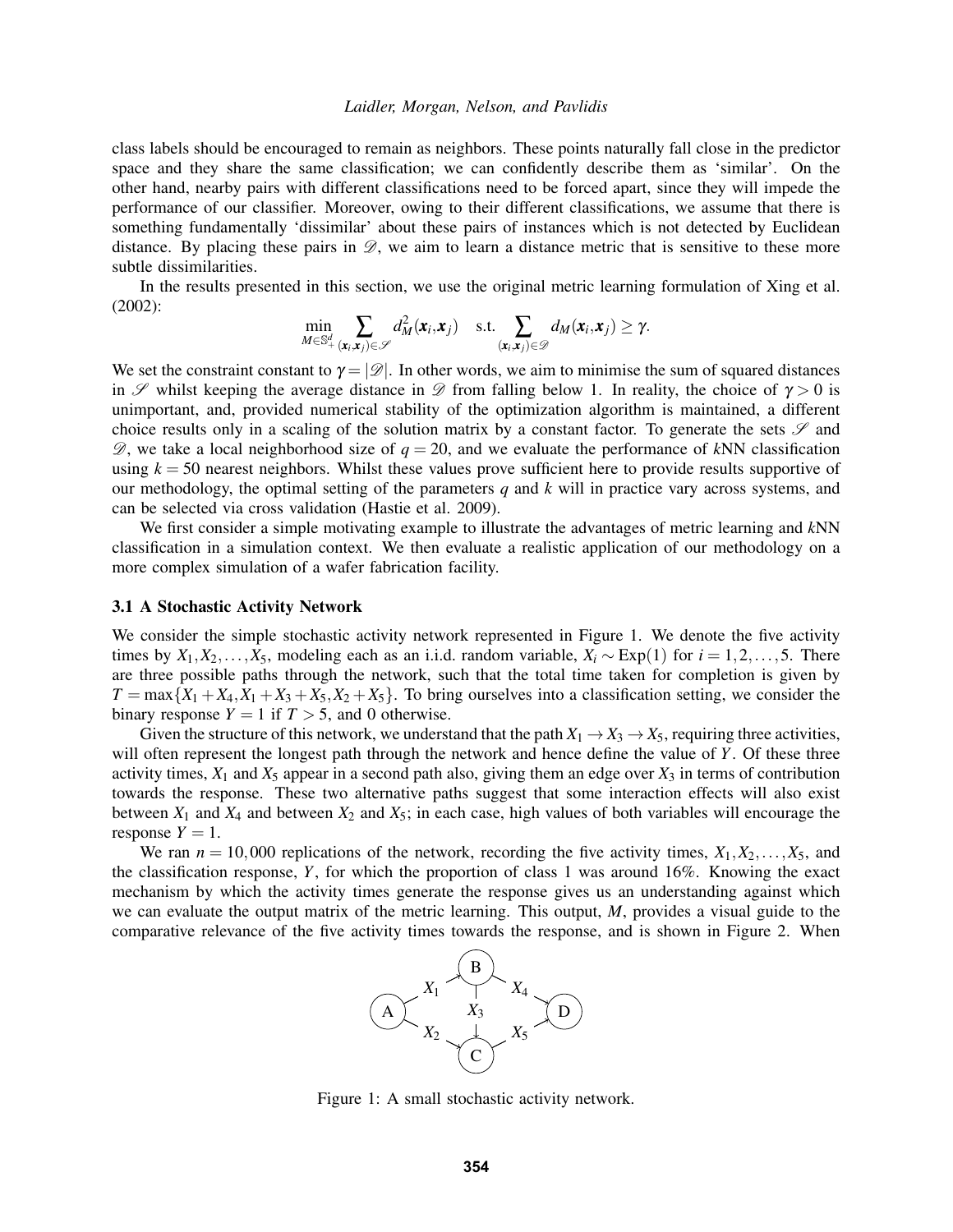class labels should be encouraged to remain as neighbors. These points naturally fall close in the predictor space and they share the same classification; we can confidently describe them as 'similar'. On the other hand, nearby pairs with different classifications need to be forced apart, since they will impede the performance of our classifier. Moreover, owing to their different classifications, we assume that there is something fundamentally 'dissimilar' about these pairs of instances which is not detected by Euclidean distance. By placing these pairs in $\mathscr{D}$, we aim to learn a distance metric that is sensitive to these more subtle dissimilarities.

In the results presented in this section, we use the original metric learning formulation of Xing et al. (2002):

$$\min_{M \in \mathbb{S}_+^d} \sum_{(\boldsymbol{x}_i, \boldsymbol{x}_j) \in \mathscr{S}} d_M^2(\boldsymbol{x}_i, \boldsymbol{x}_j) \quad \text{s.t.} \sum_{(\boldsymbol{x}_i, \boldsymbol{x}_j) \in \mathscr{D}} d_M(\boldsymbol{x}_i, \boldsymbol{x}_j) \geq \gamma.$$

We set the constraint constant to $\gamma = |\mathscr{D}|$. In other words, we aim to minimise the sum of squared distances in $\mathscr{S}$ whilst keeping the average distance in $\mathscr{D}$ from falling below 1. In reality, the choice of $\gamma > 0$ is unimportant, and, provided numerical stability of the optimization algorithm is maintained, a different choice results only in a scaling of the solution matrix by a constant factor. To generate the sets $\mathscr{S}$ and $\mathscr{D}$, we take a local neighborhood size of $q = 20$, and we evaluate the performance of $k$NN classification using $k = 50$ nearest neighbors. Whilst these values prove sufficient here to provide results supportive of our methodology, the optimal setting of the parameters $q$ and $k$ will in practice vary across systems, and can be selected via cross validation (Hastie et al. 2009).

We first consider a simple motivating example to illustrate the advantages of metric learning and $k$NN classification in a simulation context. We then evaluate a realistic application of our methodology on a more complex simulation of a wafer fabrication facility.

### 3.1 A Stochastic Activity Network

We consider the simple stochastic activity network represented in Figure 1. We denote the five activity times by $X_1, X_2, \ldots, X_5$, modeling each as an i.i.d. random variable, $X_i \sim \text{Exp}(1)$ for $i = 1, 2, \ldots, 5$. There are three possible paths through the network, such that the total time taken for completion is given by $T = \max\{X_1 + X_4, X_1 + X_3 + X_5, X_2 + X_5\}$. To bring ourselves into a classification setting, we consider the binary response $Y = 1$ if $T > 5$, and 0 otherwise.

Given the structure of this network, we understand that the path $X_1 \to X_3 \to X_5$, requiring three activities, will often represent the longest path through the network and hence define the value of $Y$. Of these three activity times, $X_1$ and $X_5$ appear in a second path also, giving them an edge over $X_3$ in terms of contribution towards the response. These two alternative paths suggest that some interaction effects will also exist between $X_1$ and $X_4$ and between $X_2$ and $X_5$; in each case, high values of both variables will encourage the response $Y = 1$.

We ran $n = 10,000$ replications of the network, recording the five activity times, $X_1, X_2, \ldots, X_5$, and the classification response, $Y$, for which the proportion of class 1 was around 16%. Knowing the exact mechanism by which the activity times generate the response gives us an understanding against which we can evaluate the output matrix of the metric learning. This output, $M$, provides a visual guide to the comparative relevance of the five activity times towards the response, and is shown in Figure 2. When

Figure 1: A small stochastic activity network.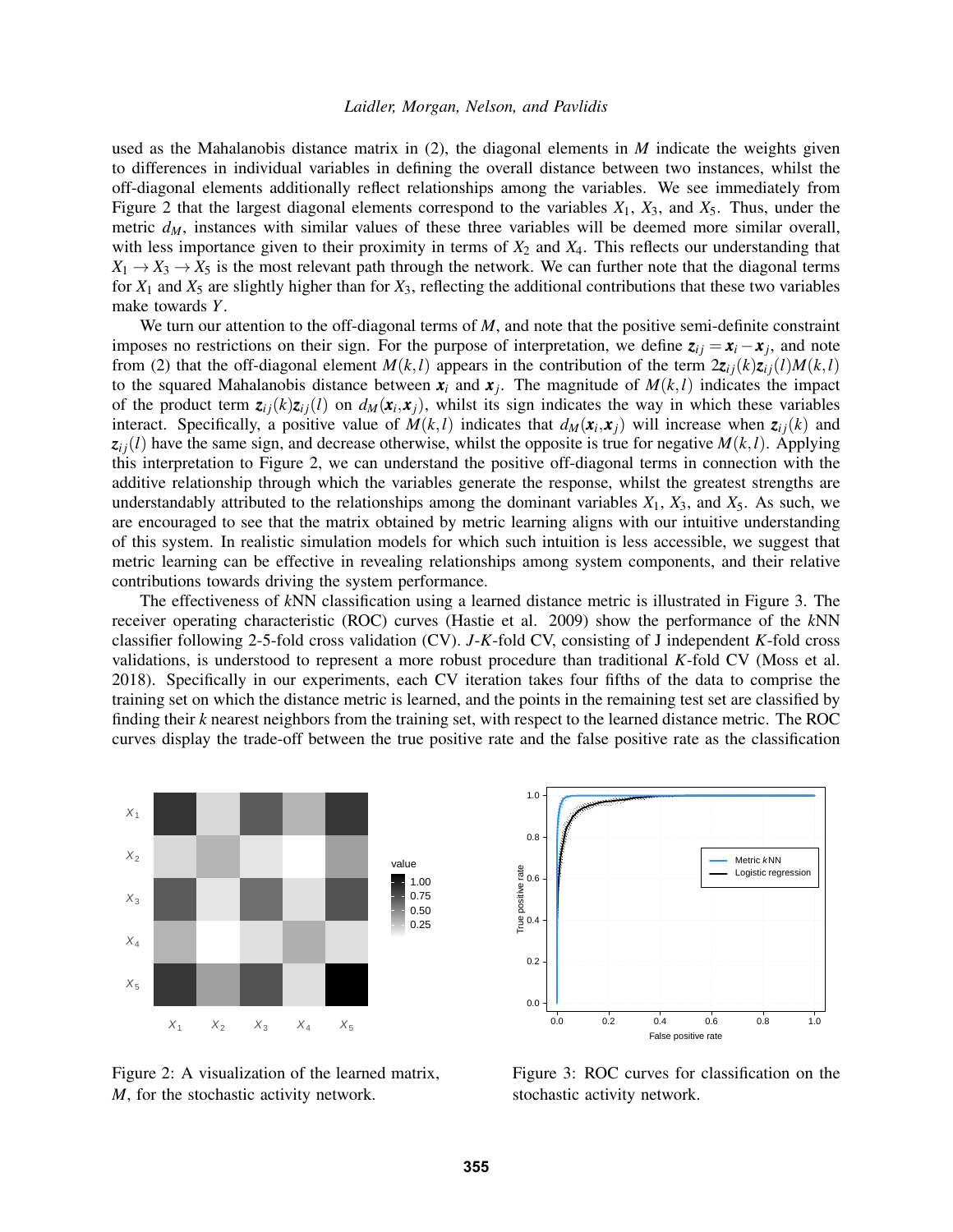used as the Mahalanobis distance matrix in (2), the diagonal elements in $M$ indicate the weights given to differences in individual variables in defining the overall distance between two instances, whilst the off-diagonal elements additionally reflect relationships among the variables. We see immediately from Figure 2 that the largest diagonal elements correspond to the variables $X_1$, $X_3$, and $X_5$. Thus, under the metric $d_M$, instances with similar values of these three variables will be deemed more similar overall, with less importance given to their proximity in terms of $X_2$ and $X_4$. This reflects our understanding that $X_1 \to X_3 \to X_5$ is the most relevant path through the network. We can further note that the diagonal terms for $X_1$ and $X_5$ are slightly higher than for $X_3$, reflecting the additional contributions that these two variables make towards $Y$.

We turn our attention to the off-diagonal terms of $M$, and note that the positive semi-definite constraint imposes no restrictions on their sign. For the purpose of interpretation, we define $\boldsymbol{z}_{ij} = \boldsymbol{x}_i - \boldsymbol{x}_j$, and note from (2) that the off-diagonal element $M(k,l)$ appears in the contribution of the term $2\boldsymbol{z}_{ij}(k)\boldsymbol{z}_{ij}(l)M(k,l)$ to the squared Mahalanobis distance between $\boldsymbol{x}_i$ and $\boldsymbol{x}_j$. The magnitude of $M(k,l)$ indicates the impact of the product term $\boldsymbol{z}_{ij}(k)\boldsymbol{z}_{ij}(l)$ on $d_M(\boldsymbol{x}_i, \boldsymbol{x}_j)$, whilst its sign indicates the way in which these variables interact. Specifically, a positive value of $M(k,l)$ indicates that $d_M(\boldsymbol{x}_i, \boldsymbol{x}_j)$ will increase when $\boldsymbol{z}_{ij}(k)$ and $\boldsymbol{z}_{ij}(l)$ have the same sign, and decrease otherwise, whilst the opposite is true for negative $M(k,l)$. Applying this interpretation to Figure 2, we can understand the positive off-diagonal terms in connection with the additive relationship through which the variables generate the response, whilst the greatest strengths are understandably attributed to the relationships among the dominant variables $X_1$, $X_3$, and $X_5$. As such, we are encouraged to see that the matrix obtained by metric learning aligns with our intuitive understanding of this system. In realistic simulation models for which such intuition is less accessible, we suggest that metric learning can be effective in revealing relationships among system components, and their relative contributions towards driving the system performance.

The effectiveness of $k$NN classification using a learned distance metric is illustrated in Figure 3. The receiver operating characteristic (ROC) curves (Hastie et al. 2009) show the performance of the $k$NN classifier following 2-5-fold cross validation (CV). $J$-$K$-fold CV, consisting of J independent $K$-fold cross validations, is understood to represent a more robust procedure than traditional $K$-fold CV (Moss et al. 2018). Specifically in our experiments, each CV iteration takes four fifths of the data to comprise the training set on which the distance metric is learned, and the points in the remaining test set are classified by finding their $k$ nearest neighbors from the training set, with respect to the learned distance metric. The ROC curves display the trade-off between the true positive rate and the false positive rate as the classification

Figure 2: A visualization of the learned matrix, $M$, for the stochastic activity network.

Figure 3: ROC curves for classification on the stochastic activity network.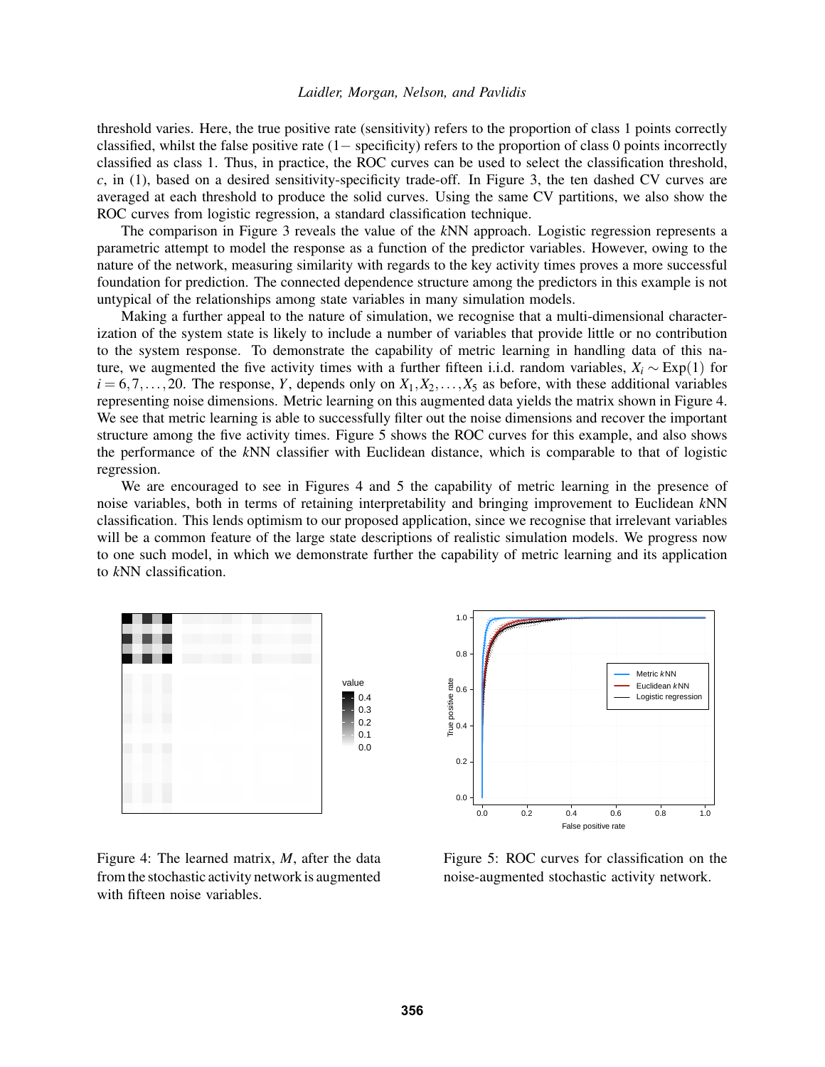threshold varies. Here, the true positive rate (sensitivity) refers to the proportion of class 1 points correctly classified, whilst the false positive rate (1− specificity) refers to the proportion of class 0 points incorrectly classified as class 1. Thus, in practice, the ROC curves can be used to select the classification threshold, $c$, in (1), based on a desired sensitivity-specificity trade-off. In Figure 3, the ten dashed CV curves are averaged at each threshold to produce the solid curves. Using the same CV partitions, we also show the ROC curves from logistic regression, a standard classification technique.

The comparison in Figure 3 reveals the value of the $k$NN approach. Logistic regression represents a parametric attempt to model the response as a function of the predictor variables. However, owing to the nature of the network, measuring similarity with regards to the key activity times proves a more successful foundation for prediction. The connected dependence structure among the predictors in this example is not untypical of the relationships among state variables in many simulation models.

Making a further appeal to the nature of simulation, we recognise that a multi-dimensional characterization of the system state is likely to include a number of variables that provide little or no contribution to the system response. To demonstrate the capability of metric learning in handling data of this nature, we augmented the five activity times with a further fifteen i.i.d. random variables, $X_i \sim \text{Exp}(1)$ for $i = 6, 7, \ldots, 20$. The response, $Y$, depends only on $X_1, X_2, \ldots, X_5$ as before, with these additional variables representing noise dimensions. Metric learning on this augmented data yields the matrix shown in Figure 4. We see that metric learning is able to successfully filter out the noise dimensions and recover the important structure among the five activity times. Figure 5 shows the ROC curves for this example, and also shows the performance of the $k$NN classifier with Euclidean distance, which is comparable to that of logistic regression.

We are encouraged to see in Figures 4 and 5 the capability of metric learning in the presence of noise variables, both in terms of retaining interpretability and bringing improvement to Euclidean $k$NN classification. This lends optimism to our proposed application, since we recognise that irrelevant variables will be a common feature of the large state descriptions of realistic simulation models. We progress now to one such model, in which we demonstrate further the capability of metric learning and its application to $k$NN classification.

Figure 4: The learned matrix, $M$, after the data from the stochastic activity network is augmented with fifteen noise variables.

Figure 5: ROC curves for classification on the noise-augmented stochastic activity network.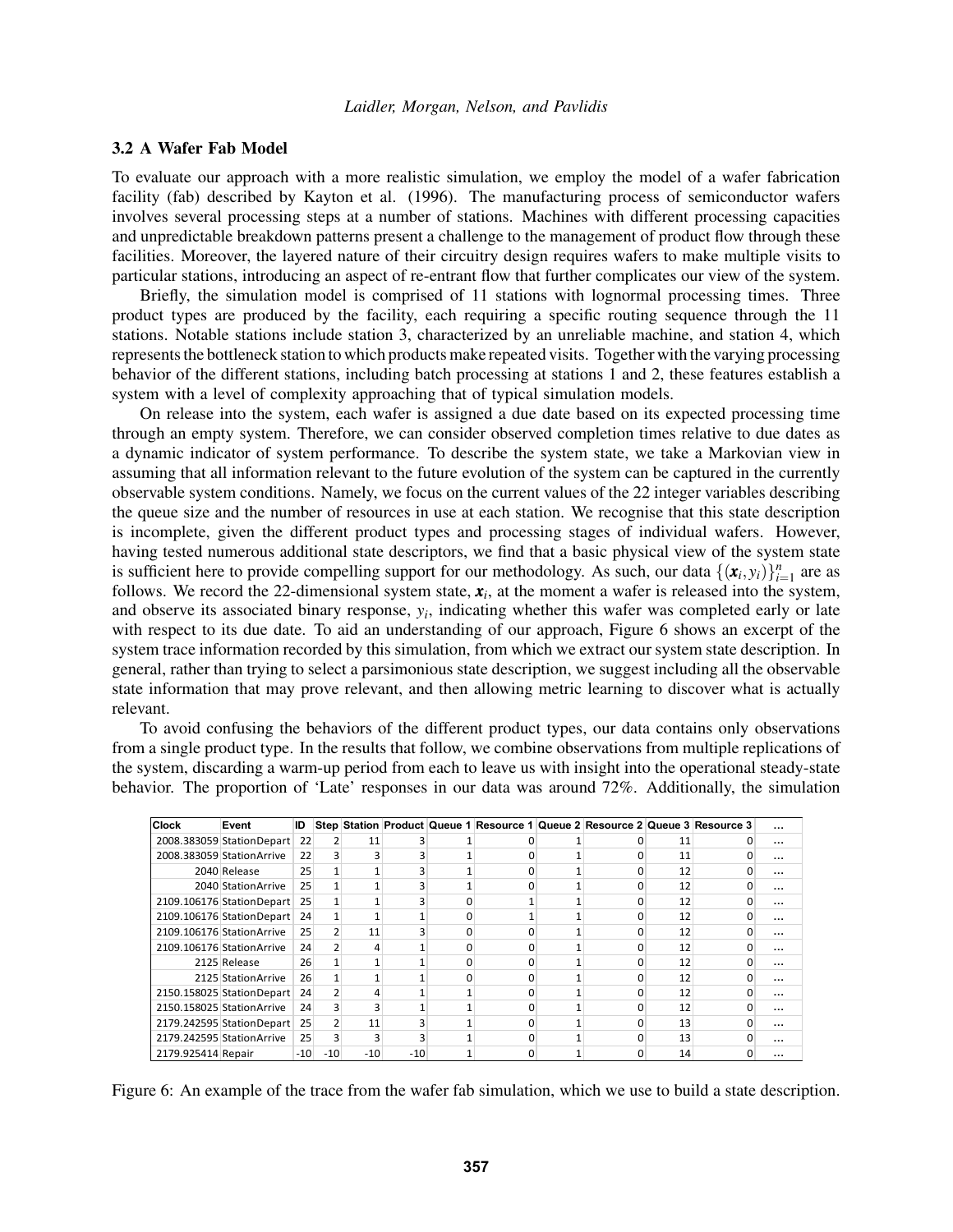### 3.2 A Wafer Fab Model

To evaluate our approach with a more realistic simulation, we employ the model of a wafer fabrication facility (fab) described by Kayton et al. (1996). The manufacturing process of semiconductor wafers involves several processing steps at a number of stations. Machines with different processing capacities and unpredictable breakdown patterns present a challenge to the management of product flow through these facilities. Moreover, the layered nature of their circuitry design requires wafers to make multiple visits to particular stations, introducing an aspect of re-entrant flow that further complicates our view of the system.

Briefly, the simulation model is comprised of 11 stations with lognormal processing times. Three product types are produced by the facility, each requiring a specific routing sequence through the 11 stations. Notable stations include station 3, characterized by an unreliable machine, and station 4, which represents the bottleneck station to which products make repeated visits. Together with the varying processing behavior of the different stations, including batch processing at stations 1 and 2, these features establish a system with a level of complexity approaching that of typical simulation models.

On release into the system, each wafer is assigned a due date based on its expected processing time through an empty system. Therefore, we can consider observed completion times relative to due dates as a dynamic indicator of system performance. To describe the system state, we take a Markovian view in assuming that all information relevant to the future evolution of the system can be captured in the currently observable system conditions. Namely, we focus on the current values of the 22 integer variables describing the queue size and the number of resources in use at each station. We recognise that this state description is incomplete, given the different product types and processing stages of individual wafers. However, having tested numerous additional state descriptors, we find that a basic physical view of the system state is sufficient here to provide compelling support for our methodology. As such, our data $\{(\boldsymbol{x}_i, y_i)\}_{i=1}^n$ are as follows. We record the 22-dimensional system state, $\boldsymbol{x}_i$, at the moment a wafer is released into the system, and observe its associated binary response, $y_i$, indicating whether this wafer was completed early or late with respect to its due date. To aid an understanding of our approach, Figure 6 shows an excerpt of the system trace information recorded by this simulation, from which we extract our system state description. In general, rather than trying to select a parsimonious state description, we suggest including all the observable state information that may prove relevant, and then allowing metric learning to discover what is actually relevant.

To avoid confusing the behaviors of the different product types, our data contains only observations from a single product type. In the results that follow, we combine observations from multiple replications of the system, discarding a warm-up period from each to leave us with insight into the operational steady-state behavior. The proportion of 'Late' responses in our data was around 72%. Additionally, the simulation

| Clock | Event | ID | Step | Station | Product | Queue 1 | Resource 1 | Queue 2 | Resource 2 | Queue 3 | Resource 3 | ... |
|---|---|---|---|---|---|---|---|---|---|---|---|---|
| 2008.383059 | StationDepart | 22 | 2 | 11 | 3 | 1 | 0 | 1 | 0 | 11 | 0 | ... |
| 2008.383059 | StationArrive | 22 | 3 | 3 | 3 | 1 | 0 | 1 | 0 | 11 | 0 | ... |
| 2040 | Release | 25 | 1 | 1 | 3 | 1 | 0 | 1 | 0 | 12 | 0 | ... |
| 2040 | StationArrive | 25 | 1 | 1 | 3 | 1 | 0 | 1 | 0 | 12 | 0 | ... |
| 2109.106176 | StationDepart | 25 | 1 | 1 | 3 | 0 | 1 | 1 | 0 | 12 | 0 | ... |
| 2109.106176 | StationDepart | 24 | 1 | 1 | 1 | 0 | 1 | 1 | 0 | 12 | 0 | ... |
| 2109.106176 | StationArrive | 25 | 2 | 11 | 3 | 0 | 0 | 1 | 0 | 12 | 0 | ... |
| 2109.106176 | StationArrive | 24 | 2 | 4 | 1 | 0 | 0 | 1 | 0 | 12 | 0 | ... |
| 2125 | Release | 26 | 1 | 1 | 1 | 0 | 0 | 1 | 0 | 12 | 0 | ... |
| 2125 | StationArrive | 26 | 1 | 1 | 1 | 0 | 0 | 1 | 0 | 12 | 0 | ... |
| 2150.158025 | StationDepart | 24 | 2 | 4 | 1 | 1 | 0 | 1 | 0 | 12 | 0 | ... |
| 2150.158025 | StationArrive | 24 | 3 | 3 | 1 | 1 | 0 | 1 | 0 | 12 | 0 | ... |
| 2179.242595 | StationDepart | 25 | 2 | 11 | 3 | 1 | 0 | 1 | 0 | 13 | 0 | ... |
| 2179.242595 | StationArrive | 25 | 3 | 3 | 3 | 1 | 0 | 1 | 0 | 13 | 0 | ... |
| 2179.925414 | Repair | -10 | -10 | -10 | -10 | 1 | 0 | 1 | 0 | 14 | 0 | ... |

Figure 6: An example of the trace from the wafer fab simulation, which we use to build a state description.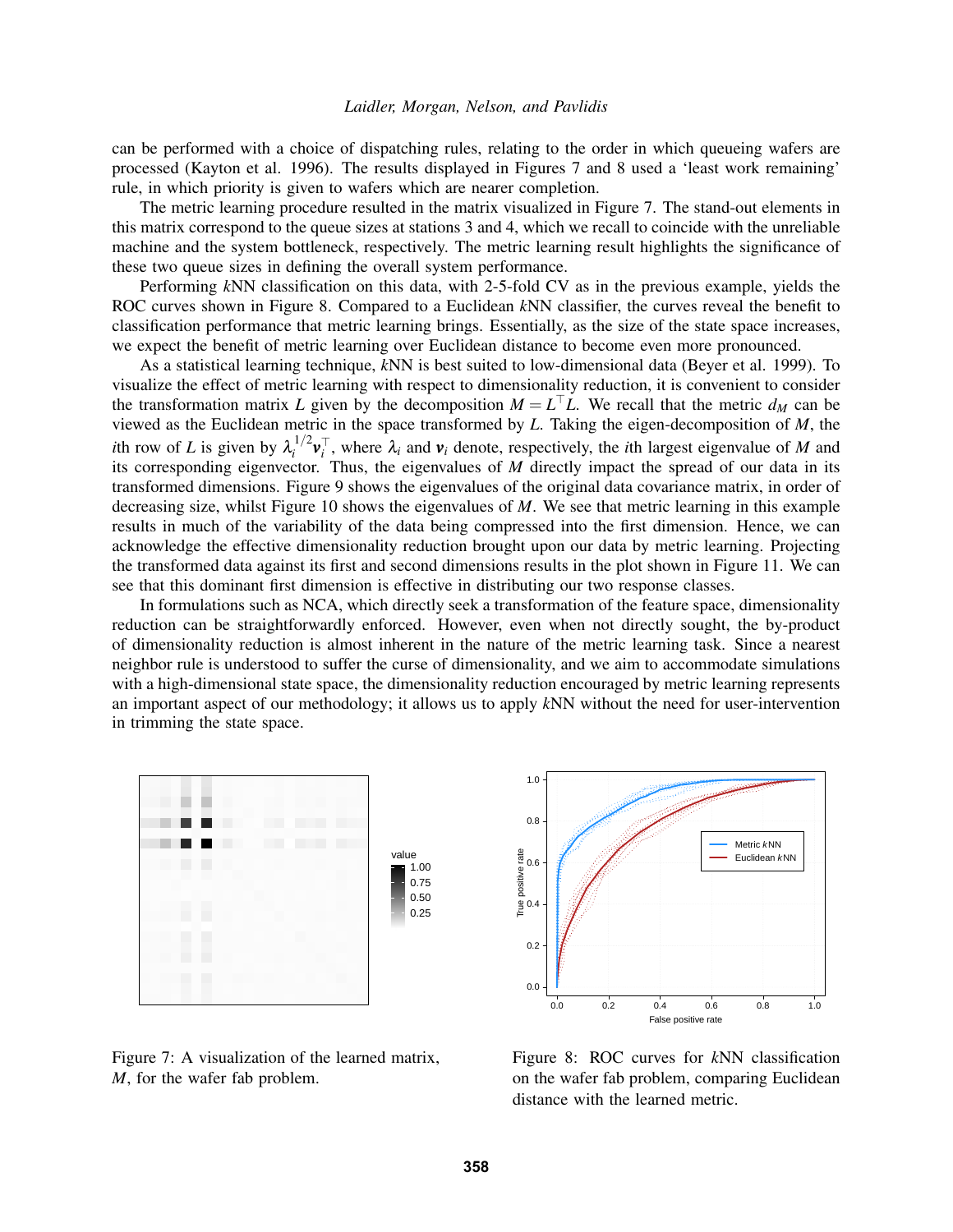can be performed with a choice of dispatching rules, relating to the order in which queueing wafers are processed (Kayton et al. 1996). The results displayed in Figures 7 and 8 used a 'least work remaining' rule, in which priority is given to wafers which are nearer completion.

The metric learning procedure resulted in the matrix visualized in Figure 7. The stand-out elements in this matrix correspond to the queue sizes at stations 3 and 4, which we recall to coincide with the unreliable machine and the system bottleneck, respectively. The metric learning result highlights the significance of these two queue sizes in defining the overall system performance.

Performing $k$NN classification on this data, with 2-5-fold CV as in the previous example, yields the ROC curves shown in Figure 8. Compared to a Euclidean $k$NN classifier, the curves reveal the benefit to classification performance that metric learning brings. Essentially, as the size of the state space increases, we expect the benefit of metric learning over Euclidean distance to become even more pronounced.

As a statistical learning technique, $k$NN is best suited to low-dimensional data (Beyer et al. 1999). To visualize the effect of metric learning with respect to dimensionality reduction, it is convenient to consider the transformation matrix $L$ given by the decomposition $M = L^\top L$. We recall that the metric $d_M$ can be viewed as the Euclidean metric in the space transformed by $L$. Taking the eigen-decomposition of $M$, the $i$th row of $L$ is given by $\lambda_i^{1/2} \boldsymbol{v}_i^\top$, where $\lambda_i$ and $\boldsymbol{v}_i$ denote, respectively, the $i$th largest eigenvalue of $M$ and its corresponding eigenvector. Thus, the eigenvalues of $M$ directly impact the spread of our data in its transformed dimensions. Figure 9 shows the eigenvalues of the original data covariance matrix, in order of decreasing size, whilst Figure 10 shows the eigenvalues of $M$. We see that metric learning in this example results in much of the variability of the data being compressed into the first dimension. Hence, we can acknowledge the effective dimensionality reduction brought upon our data by metric learning. Projecting the transformed data against its first and second dimensions results in the plot shown in Figure 11. We can see that this dominant first dimension is effective in distributing our two response classes.

In formulations such as NCA, which directly seek a transformation of the feature space, dimensionality reduction can be straightforwardly enforced. However, even when not directly sought, the by-product of dimensionality reduction is almost inherent in the nature of the metric learning task. Since a nearest neighbor rule is understood to suffer the curse of dimensionality, and we aim to accommodate simulations with a high-dimensional state space, the dimensionality reduction encouraged by metric learning represents an important aspect of our methodology; it allows us to apply $k$NN without the need for user-intervention in trimming the state space.

Figure 7: A visualization of the learned matrix, $M$, for the wafer fab problem.

Figure 8: ROC curves for $k$NN classification on the wafer fab problem, comparing Euclidean distance with the learned metric.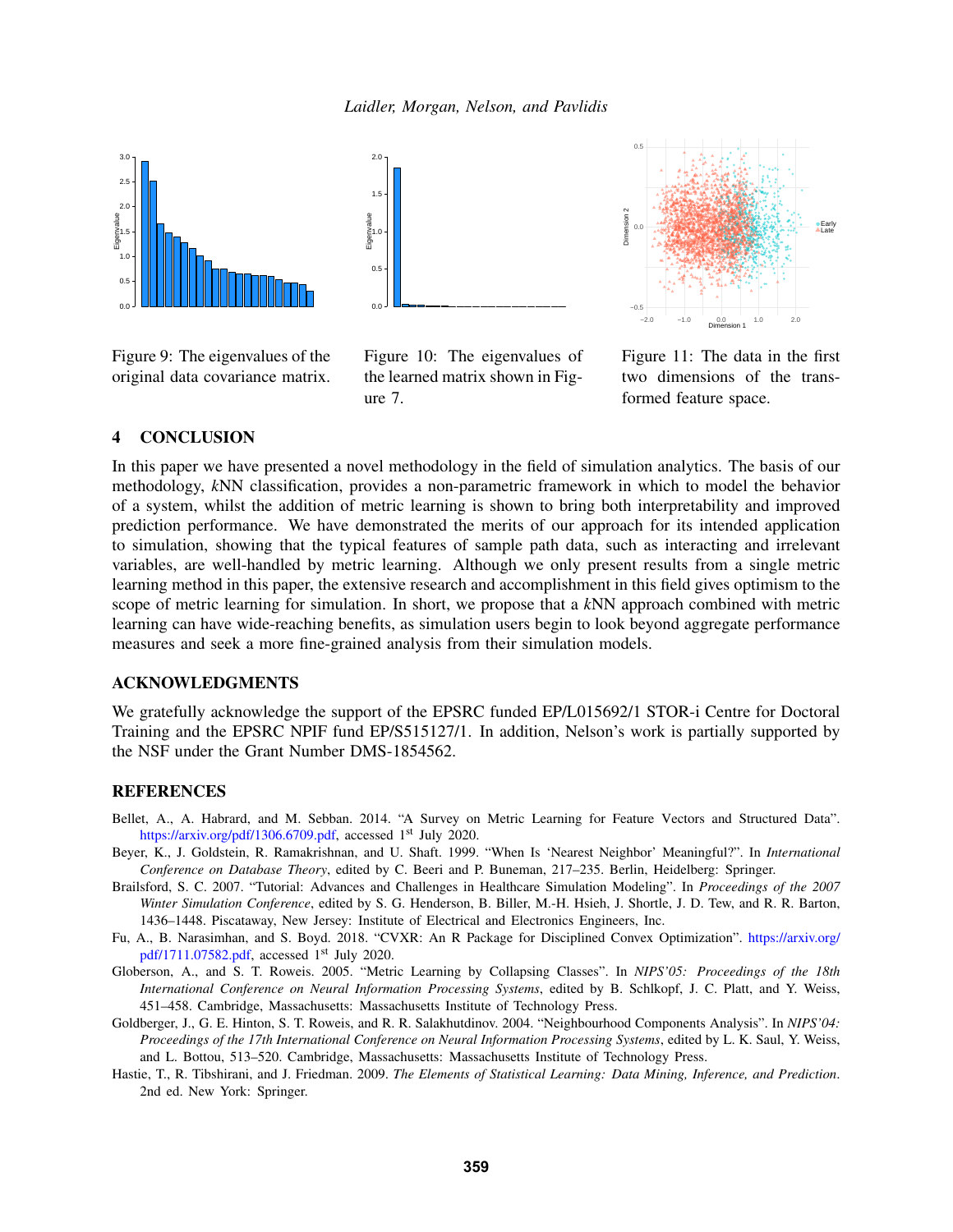Figure 9: The eigenvalues of the original data covariance matrix.

Figure 10: The eigenvalues of the learned matrix shown in Figure 7.

Figure 11: The data in the first two dimensions of the transformed feature space.

## 4 CONCLUSION

In this paper we have presented a novel methodology in the field of simulation analytics. The basis of our methodology, *k*NN classification, provides a non-parametric framework in which to model the behavior of a system, whilst the addition of metric learning is shown to bring both interpretability and improved prediction performance. We have demonstrated the merits of our approach for its intended application to simulation, showing that the typical features of sample path data, such as interacting and irrelevant variables, are well-handled by metric learning. Although we only present results from a single metric learning method in this paper, the extensive research and accomplishment in this field gives optimism to the scope of metric learning for simulation. In short, we propose that a *k*NN approach combined with metric learning can have wide-reaching benefits, as simulation users begin to look beyond aggregate performance measures and seek a more fine-grained analysis from their simulation models.

## ACKNOWLEDGMENTS

We gratefully acknowledge the support of the EPSRC funded EP/L015692/1 STOR-i Centre for Doctoral Training and the EPSRC NPIF fund EP/S515127/1. In addition, Nelson's work is partially supported by the NSF under the Grant Number DMS-1854562.

## REFERENCES

Bellet, A., A. Habrard, and M. Sebban. 2014. "A Survey on Metric Learning for Feature Vectors and Structured Data". https://arxiv.org/pdf/1306.6709.pdf, accessed 1st July 2020.

Beyer, K., J. Goldstein, R. Ramakrishnan, and U. Shaft. 1999. "When Is 'Nearest Neighbor' Meaningful?". In *International Conference on Database Theory*, edited by C. Beeri and P. Buneman, 217–235. Berlin, Heidelberg: Springer.

Brailsford, S. C. 2007. "Tutorial: Advances and Challenges in Healthcare Simulation Modeling". In *Proceedings of the 2007 Winter Simulation Conference*, edited by S. G. Henderson, B. Biller, M.-H. Hsieh, J. Shortle, J. D. Tew, and R. R. Barton, 1436–1448. Piscataway, New Jersey: Institute of Electrical and Electronics Engineers, Inc.

Fu, A., B. Narasimhan, and S. Boyd. 2018. "CVXR: An R Package for Disciplined Convex Optimization". https://arxiv.org/pdf/1711.07582.pdf, accessed 1st July 2020.

Globerson, A., and S. T. Roweis. 2005. "Metric Learning by Collapsing Classes". In *NIPS'05: Proceedings of the 18th International Conference on Neural Information Processing Systems*, edited by B. Schlkopf, J. C. Platt, and Y. Weiss, 451–458. Cambridge, Massachusetts: Massachusetts Institute of Technology Press.

Goldberger, J., G. E. Hinton, S. T. Roweis, and R. R. Salakhutdinov. 2004. "Neighbourhood Components Analysis". In *NIPS'04: Proceedings of the 17th International Conference on Neural Information Processing Systems*, edited by L. K. Saul, Y. Weiss, and L. Bottou, 513–520. Cambridge, Massachusetts: Massachusetts Institute of Technology Press.

Hastie, T., R. Tibshirani, and J. Friedman. 2009. *The Elements of Statistical Learning: Data Mining, Inference, and Prediction*. 2nd ed. New York: Springer.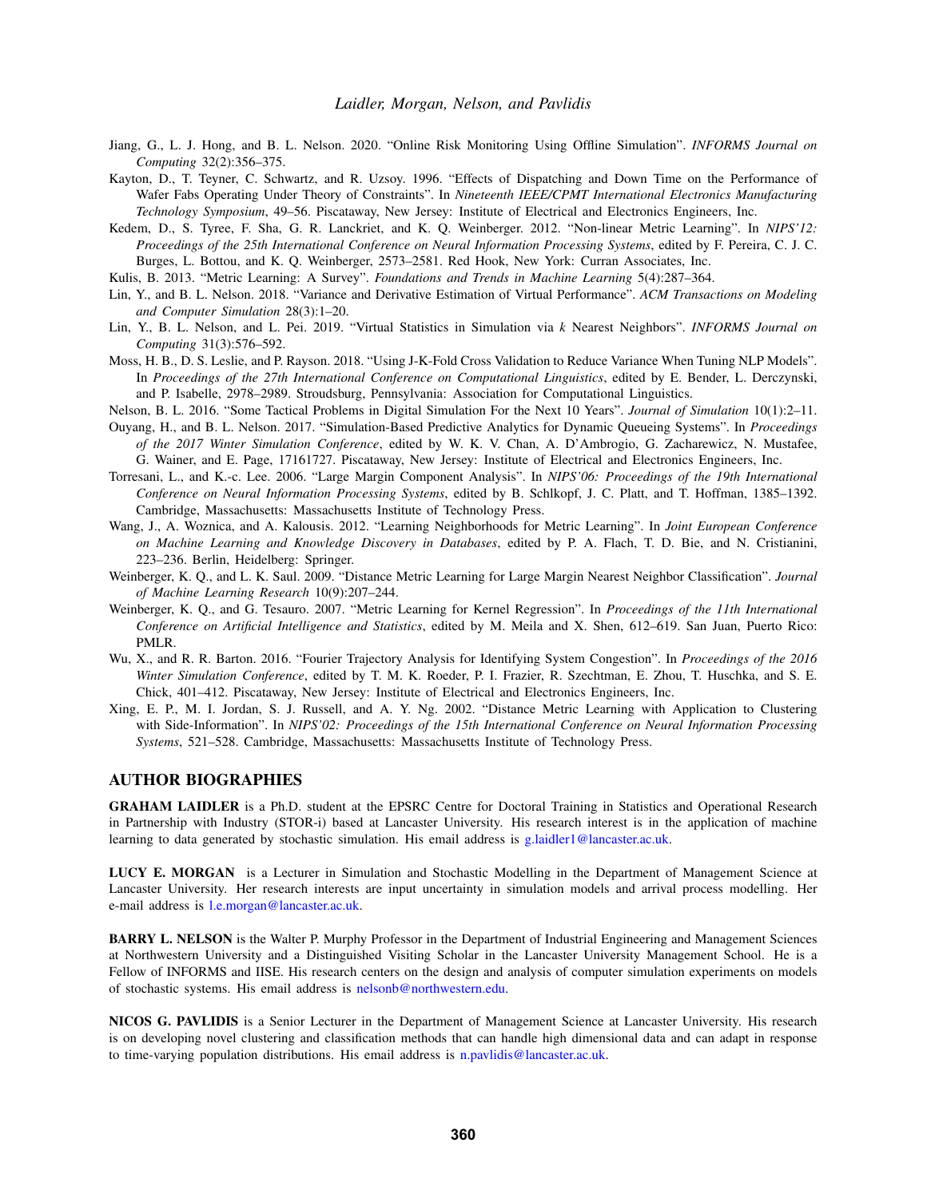Jiang, G., L. J. Hong, and B. L. Nelson. 2020. "Online Risk Monitoring Using Offline Simulation". *INFORMS Journal on Computing* 32(2):356–375.

Kayton, D., T. Teyner, C. Schwartz, and R. Uzsoy. 1996. "Effects of Dispatching and Down Time on the Performance of Wafer Fabs Operating Under Theory of Constraints". In *Nineteenth IEEE/CPMT International Electronics Manufacturing Technology Symposium*, 49–56. Piscataway, New Jersey: Institute of Electrical and Electronics Engineers, Inc.

Kedem, D., S. Tyree, F. Sha, G. R. Lanckriet, and K. Q. Weinberger. 2012. "Non-linear Metric Learning". In *NIPS'12: Proceedings of the 25th International Conference on Neural Information Processing Systems*, edited by F. Pereira, C. J. C. Burges, L. Bottou, and K. Q. Weinberger, 2573–2581. Red Hook, New York: Curran Associates, Inc.

Kulis, B. 2013. "Metric Learning: A Survey". *Foundations and Trends in Machine Learning* 5(4):287–364.

Lin, Y., and B. L. Nelson. 2018. "Variance and Derivative Estimation of Virtual Performance". *ACM Transactions on Modeling and Computer Simulation* 28(3):1–20.

Lin, Y., B. L. Nelson, and L. Pei. 2019. "Virtual Statistics in Simulation via *k* Nearest Neighbors". *INFORMS Journal on Computing* 31(3):576–592.

Moss, H. B., D. S. Leslie, and P. Rayson. 2018. "Using J-K-Fold Cross Validation to Reduce Variance When Tuning NLP Models". In *Proceedings of the 27th International Conference on Computational Linguistics*, edited by E. Bender, L. Derczynski, and P. Isabelle, 2978–2989. Stroudsburg, Pennsylvania: Association for Computational Linguistics.

Nelson, B. L. 2016. "Some Tactical Problems in Digital Simulation For the Next 10 Years". *Journal of Simulation* 10(1):2–11.

Ouyang, H., and B. L. Nelson. 2017. "Simulation-Based Predictive Analytics for Dynamic Queueing Systems". In *Proceedings of the 2017 Winter Simulation Conference*, edited by W. K. V. Chan, A. D'Ambrogio, G. Zacharewicz, N. Mustafee, G. Wainer, and E. Page, 17161727. Piscataway, New Jersey: Institute of Electrical and Electronics Engineers, Inc.

Torresani, L., and K.-c. Lee. 2006. "Large Margin Component Analysis". In *NIPS'06: Proceedings of the 19th International Conference on Neural Information Processing Systems*, edited by B. Schlkopf, J. C. Platt, and T. Hoffman, 1385–1392. Cambridge, Massachusetts: Massachusetts Institute of Technology Press.

Wang, J., A. Woznica, and A. Kalousis. 2012. "Learning Neighborhoods for Metric Learning". In *Joint European Conference on Machine Learning and Knowledge Discovery in Databases*, edited by P. A. Flach, T. D. Bie, and N. Cristianini, 223–236. Berlin, Heidelberg: Springer.

Weinberger, K. Q., and L. K. Saul. 2009. "Distance Metric Learning for Large Margin Nearest Neighbor Classification". *Journal of Machine Learning Research* 10(9):207–244.

Weinberger, K. Q., and G. Tesauro. 2007. "Metric Learning for Kernel Regression". In *Proceedings of the 11th International Conference on Artificial Intelligence and Statistics*, edited by M. Meila and X. Shen, 612–619. San Juan, Puerto Rico: PMLR.

Wu, X., and R. R. Barton. 2016. "Fourier Trajectory Analysis for Identifying System Congestion". In *Proceedings of the 2016 Winter Simulation Conference*, edited by T. M. K. Roeder, P. I. Frazier, R. Szechtman, E. Zhou, T. Huschka, and S. E. Chick, 401–412. Piscataway, New Jersey: Institute of Electrical and Electronics Engineers, Inc.

Xing, E. P., M. I. Jordan, S. J. Russell, and A. Y. Ng. 2002. "Distance Metric Learning with Application to Clustering with Side-Information". In *NIPS'02: Proceedings of the 15th International Conference on Neural Information Processing Systems*, 521–528. Cambridge, Massachusetts: Massachusetts Institute of Technology Press.

## AUTHOR BIOGRAPHIES

**GRAHAM LAIDLER** is a Ph.D. student at the EPSRC Centre for Doctoral Training in Statistics and Operational Research in Partnership with Industry (STOR-i) based at Lancaster University. His research interest is in the application of machine learning to data generated by stochastic simulation. His email address is g.laidler1@lancaster.ac.uk.

**LUCY E. MORGAN** is a Lecturer in Simulation and Stochastic Modelling in the Department of Management Science at Lancaster University. Her research interests are input uncertainty in simulation models and arrival process modelling. Her e-mail address is l.e.morgan@lancaster.ac.uk.

**BARRY L. NELSON** is the Walter P. Murphy Professor in the Department of Industrial Engineering and Management Sciences at Northwestern University and a Distinguished Visiting Scholar in the Lancaster University Management School. He is a Fellow of INFORMS and IISE. His research centers on the design and analysis of computer simulation experiments on models of stochastic systems. His email address is nelsonb@northwestern.edu.

**NICOS G. PAVLIDIS** is a Senior Lecturer in the Department of Management Science at Lancaster University. His research is on developing novel clustering and classification methods that can handle high dimensional data and can adapt in response to time-varying population distributions. His email address is n.pavlidis@lancaster.ac.uk.